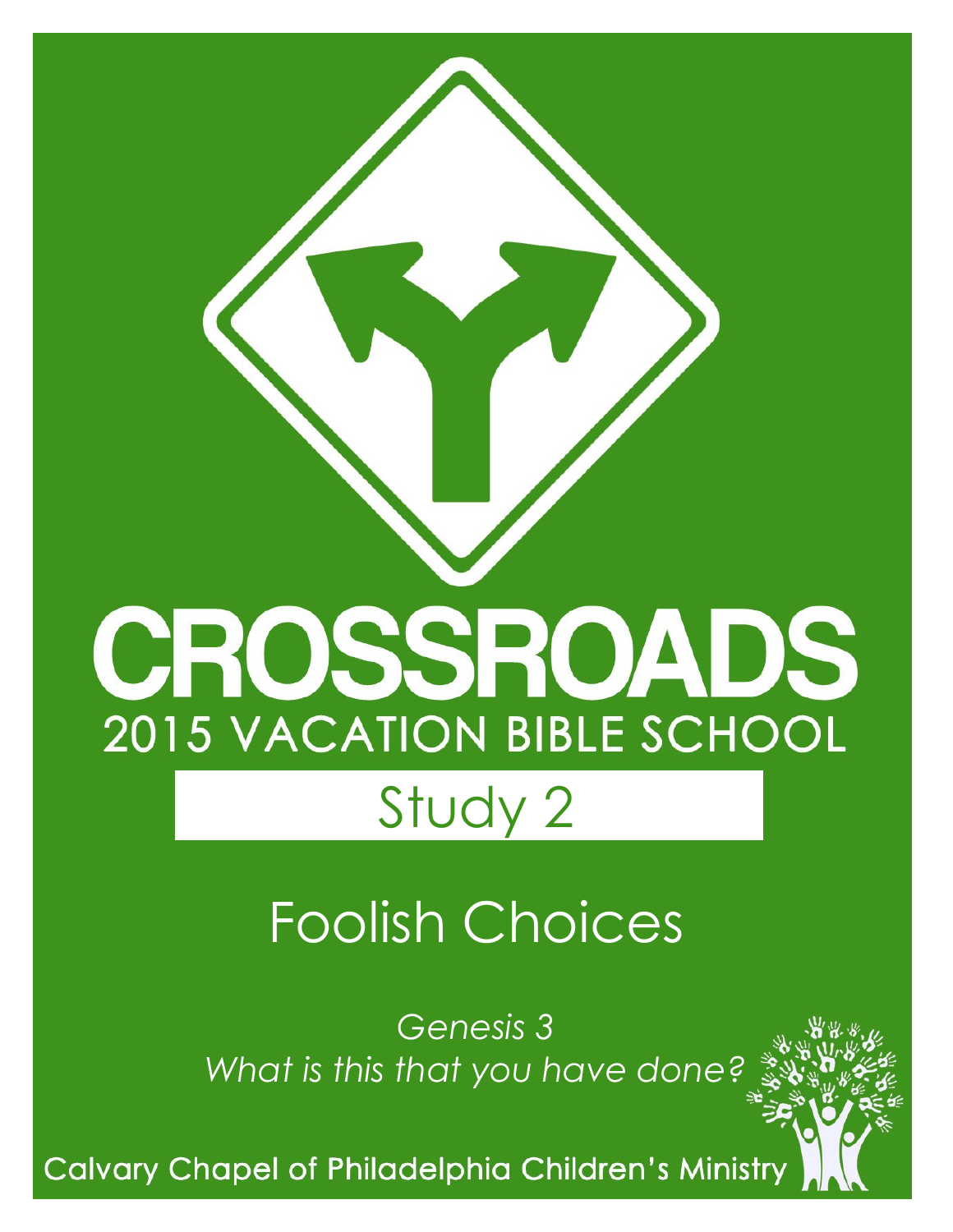# CROSSROADS

## 2015 VACATION BIBLE SCHOOL

## Study 2

# Foolish Choices

*Genesis 3*
*What is this that you have done?*

Calvary Chapel of Philadelphia Children's Ministry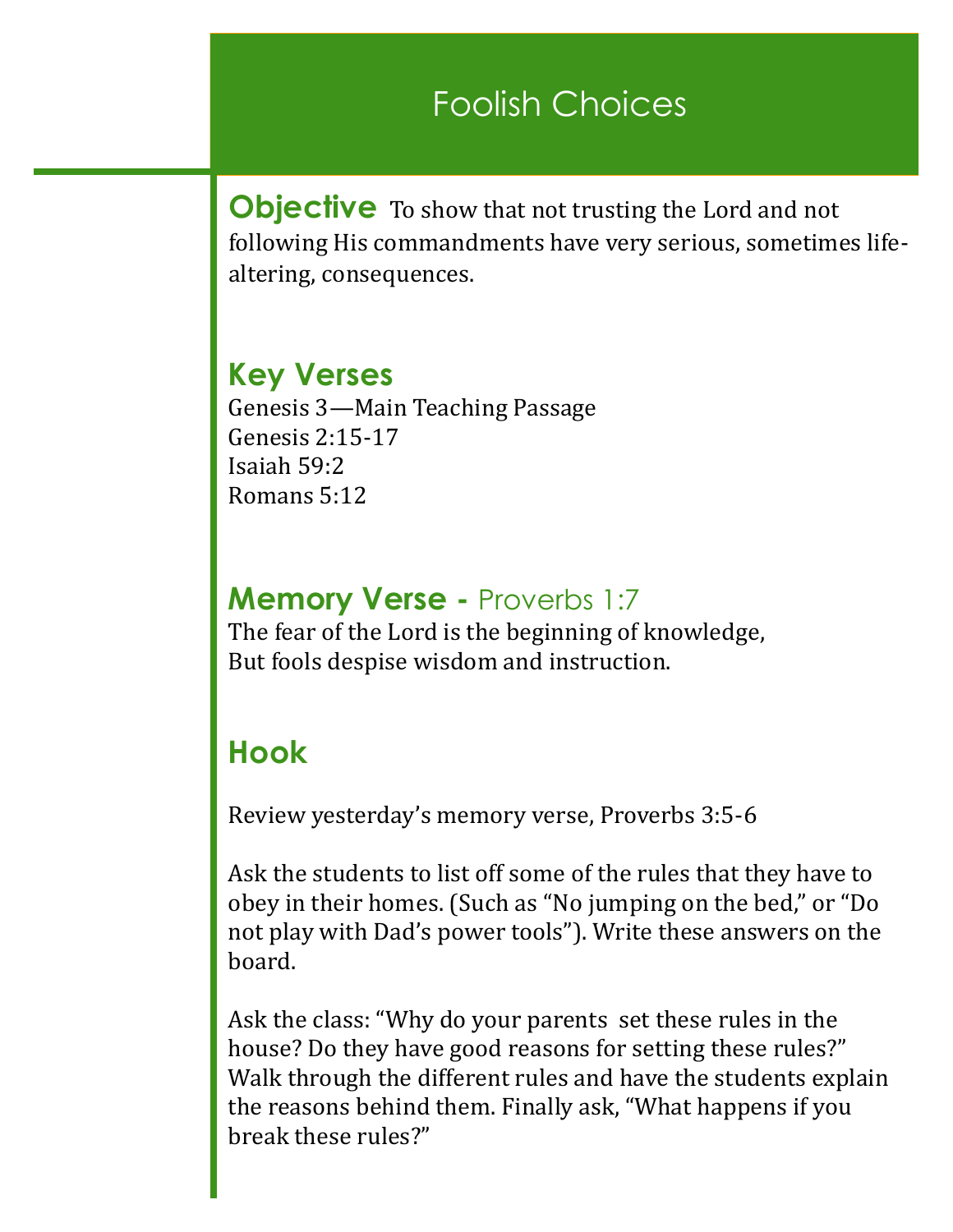# Foolish Choices

## Objective

To show that not trusting the Lord and not following His commandments have very serious, sometimes life-altering, consequences.

## Key Verses

Genesis 3—Main Teaching Passage
Genesis 2:15-17
Isaiah 59:2
Romans 5:12

## Memory Verse - Proverbs 1:7

The fear of the Lord is the beginning of knowledge,
But fools despise wisdom and instruction.

## Hook

Review yesterday's memory verse, Proverbs 3:5-6

Ask the students to list off some of the rules that they have to obey in their homes. (Such as "No jumping on the bed," or "Do not play with Dad's power tools"). Write these answers on the board.

Ask the class: "Why do your parents set these rules in the house? Do they have good reasons for setting these rules?" Walk through the different rules and have the students explain the reasons behind them. Finally ask, "What happens if you break these rules?"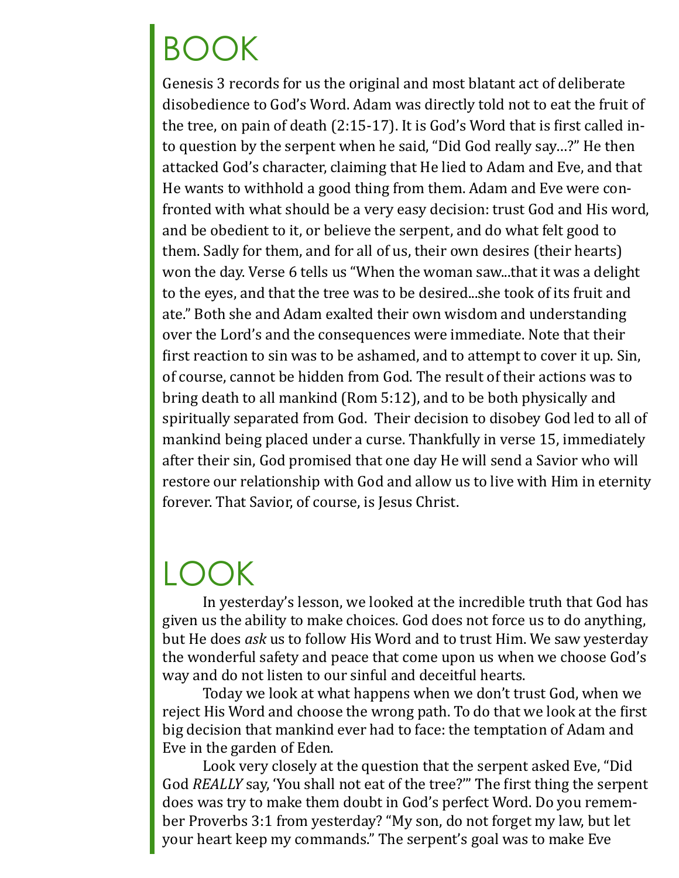# BOOK

Genesis 3 records for us the original and most blatant act of deliberate disobedience to God's Word. Adam was directly told not to eat the fruit of the tree, on pain of death (2:15-17). It is God's Word that is first called into question by the serpent when he said, "Did God really say…?" He then attacked God's character, claiming that He lied to Adam and Eve, and that He wants to withhold a good thing from them. Adam and Eve were confronted with what should be a very easy decision: trust God and His word, and be obedient to it, or believe the serpent, and do what felt good to them. Sadly for them, and for all of us, their own desires (their hearts) won the day. Verse 6 tells us "When the woman saw...that it was a delight to the eyes, and that the tree was to be desired...she took of its fruit and ate." Both she and Adam exalted their own wisdom and understanding over the Lord's and the consequences were immediate. Note that their first reaction to sin was to be ashamed, and to attempt to cover it up. Sin, of course, cannot be hidden from God. The result of their actions was to bring death to all mankind (Rom 5:12), and to be both physically and spiritually separated from God. Their decision to disobey God led to all of mankind being placed under a curse. Thankfully in verse 15, immediately after their sin, God promised that one day He will send a Savior who will restore our relationship with God and allow us to live with Him in eternity forever. That Savior, of course, is Jesus Christ.

# LOOK

In yesterday's lesson, we looked at the incredible truth that God has given us the ability to make choices. God does not force us to do anything, but He does *ask* us to follow His Word and to trust Him. We saw yesterday the wonderful safety and peace that come upon us when we choose God's way and do not listen to our sinful and deceitful hearts.

Today we look at what happens when we don't trust God, when we reject His Word and choose the wrong path. To do that we look at the first big decision that mankind ever had to face: the temptation of Adam and Eve in the garden of Eden.

Look very closely at the question that the serpent asked Eve, "Did God *REALLY* say, 'You shall not eat of the tree?'" The first thing the serpent does was try to make them doubt in God's perfect Word. Do you remember Proverbs 3:1 from yesterday? "My son, do not forget my law, but let your heart keep my commands." The serpent's goal was to make Eve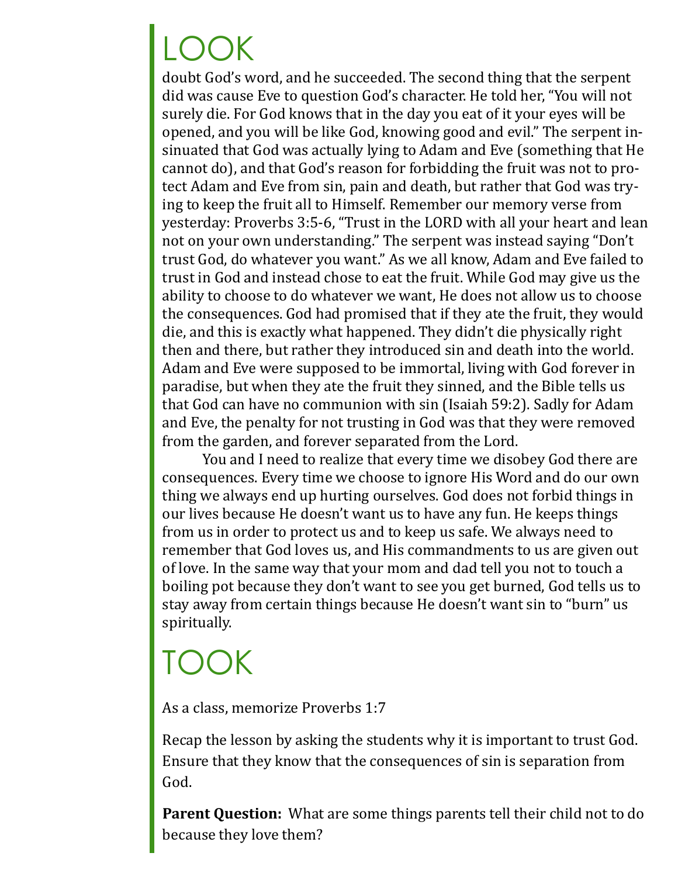# LOOK

doubt God's word, and he succeeded. The second thing that the serpent did was cause Eve to question God's character. He told her, "You will not surely die. For God knows that in the day you eat of it your eyes will be opened, and you will be like God, knowing good and evil." The serpent insinuated that God was actually lying to Adam and Eve (something that He cannot do), and that God's reason for forbidding the fruit was not to protect Adam and Eve from sin, pain and death, but rather that God was trying to keep the fruit all to Himself. Remember our memory verse from yesterday: Proverbs 3:5-6, "Trust in the LORD with all your heart and lean not on your own understanding." The serpent was instead saying "Don't trust God, do whatever you want." As we all know, Adam and Eve failed to trust in God and instead chose to eat the fruit. While God may give us the ability to choose to do whatever we want, He does not allow us to choose the consequences. God had promised that if they ate the fruit, they would die, and this is exactly what happened. They didn't die physically right then and there, but rather they introduced sin and death into the world. Adam and Eve were supposed to be immortal, living with God forever in paradise, but when they ate the fruit they sinned, and the Bible tells us that God can have no communion with sin (Isaiah 59:2). Sadly for Adam and Eve, the penalty for not trusting in God was that they were removed from the garden, and forever separated from the Lord.

You and I need to realize that every time we disobey God there are consequences. Every time we choose to ignore His Word and do our own thing we always end up hurting ourselves. God does not forbid things in our lives because He doesn't want us to have any fun. He keeps things from us in order to protect us and to keep us safe. We always need to remember that God loves us, and His commandments to us are given out of love. In the same way that your mom and dad tell you not to touch a boiling pot because they don't want to see you get burned, God tells us to stay away from certain things because He doesn't want sin to "burn" us spiritually.

# TOOK

As a class, memorize Proverbs 1:7

Recap the lesson by asking the students why it is important to trust God. Ensure that they know that the consequences of sin is separation from God.

**Parent Question:** What are some things parents tell their child not to do because they love them?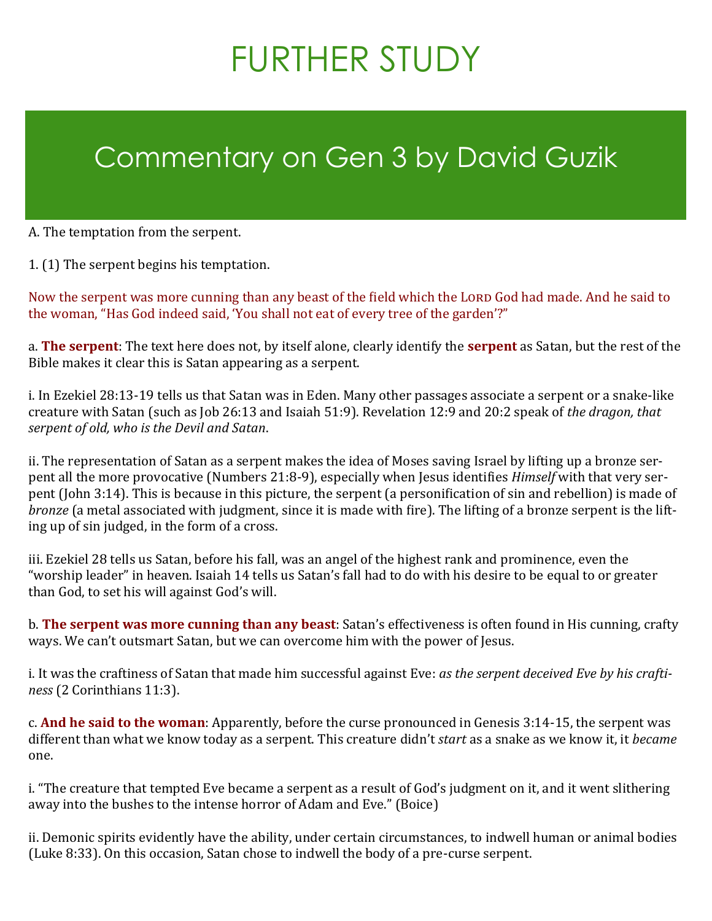# FURTHER STUDY

## Commentary on Gen 3 by David Guzik

A. The temptation from the serpent.

1. (1) The serpent begins his temptation.

Now the serpent was more cunning than any beast of the field which the LORD God had made. And he said to the woman, "Has God indeed said, 'You shall not eat of every tree of the garden'?"

a. **The serpent**: The text here does not, by itself alone, clearly identify the **serpent** as Satan, but the rest of the Bible makes it clear this is Satan appearing as a serpent.

i. In Ezekiel 28:13-19 tells us that Satan was in Eden. Many other passages associate a serpent or a snake-like creature with Satan (such as Job 26:13 and Isaiah 51:9). Revelation 12:9 and 20:2 speak of *the dragon, that serpent of old, who is the Devil and Satan*.

ii. The representation of Satan as a serpent makes the idea of Moses saving Israel by lifting up a bronze serpent all the more provocative (Numbers 21:8-9), especially when Jesus identifies *Himself* with that very serpent (John 3:14). This is because in this picture, the serpent (a personification of sin and rebellion) is made of *bronze* (a metal associated with judgment, since it is made with fire). The lifting of a bronze serpent is the lifting up of sin judged, in the form of a cross.

iii. Ezekiel 28 tells us Satan, before his fall, was an angel of the highest rank and prominence, even the "worship leader" in heaven. Isaiah 14 tells us Satan's fall had to do with his desire to be equal to or greater than God, to set his will against God's will.

b. **The serpent was more cunning than any beast**: Satan's effectiveness is often found in His cunning, crafty ways. We can't outsmart Satan, but we can overcome him with the power of Jesus.

i. It was the craftiness of Satan that made him successful against Eve: *as the serpent deceived Eve by his craftiness* (2 Corinthians 11:3).

c. **And he said to the woman**: Apparently, before the curse pronounced in Genesis 3:14-15, the serpent was different than what we know today as a serpent. This creature didn't *start* as a snake as we know it, it *became* one.

i. "The creature that tempted Eve became a serpent as a result of God's judgment on it, and it went slithering away into the bushes to the intense horror of Adam and Eve." (Boice)

ii. Demonic spirits evidently have the ability, under certain circumstances, to indwell human or animal bodies (Luke 8:33). On this occasion, Satan chose to indwell the body of a pre-curse serpent.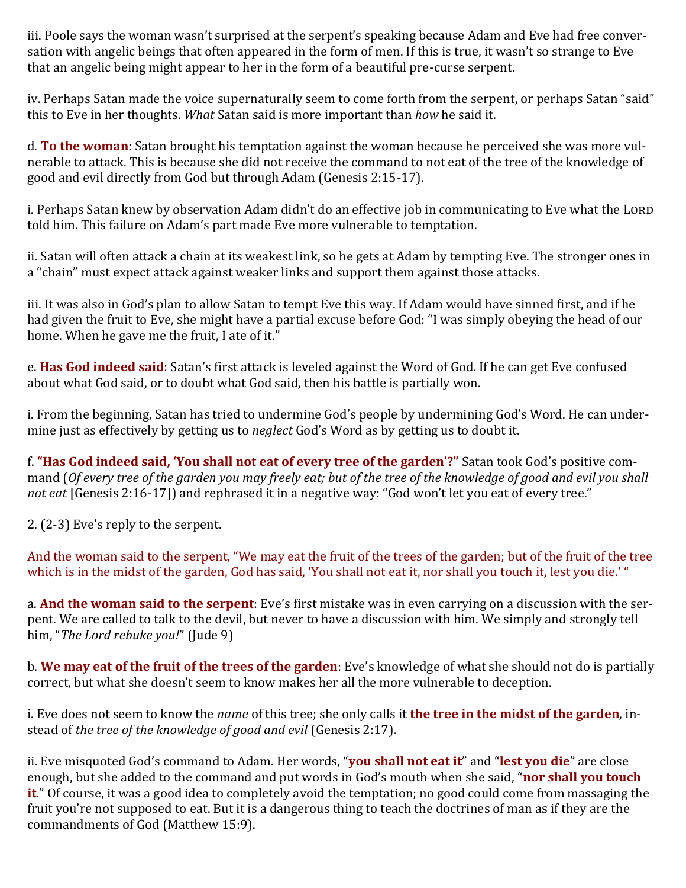iii. Poole says the woman wasn't surprised at the serpent's speaking because Adam and Eve had free conversation with angelic beings that often appeared in the form of men. If this is true, it wasn't so strange to Eve that an angelic being might appear to her in the form of a beautiful pre-curse serpent.

iv. Perhaps Satan made the voice supernaturally seem to come forth from the serpent, or perhaps Satan "said" this to Eve in her thoughts. *What* Satan said is more important than *how* he said it.

d. **To the woman**: Satan brought his temptation against the woman because he perceived she was more vulnerable to attack. This is because she did not receive the command to not eat of the tree of the knowledge of good and evil directly from God but through Adam (Genesis 2:15-17).

i. Perhaps Satan knew by observation Adam didn't do an effective job in communicating to Eve what the LORD told him. This failure on Adam's part made Eve more vulnerable to temptation.

ii. Satan will often attack a chain at its weakest link, so he gets at Adam by tempting Eve. The stronger ones in a "chain" must expect attack against weaker links and support them against those attacks.

iii. It was also in God's plan to allow Satan to tempt Eve this way. If Adam would have sinned first, and if he had given the fruit to Eve, she might have a partial excuse before God: "I was simply obeying the head of our home. When he gave me the fruit, I ate of it."

e. **Has God indeed said**: Satan's first attack is leveled against the Word of God. If he can get Eve confused about what God said, or to doubt what God said, then his battle is partially won.

i. From the beginning, Satan has tried to undermine God's people by undermining God's Word. He can undermine just as effectively by getting us to *neglect* God's Word as by getting us to doubt it.

f. **"Has God indeed said, 'You shall not eat of every tree of the garden'?"** Satan took God's positive command (*Of every tree of the garden you may freely eat; but of the tree of the knowledge of good and evil you shall not eat* [Genesis 2:16-17]) and rephrased it in a negative way: "God won't let you eat of every tree."

2. (2-3) Eve's reply to the serpent.

And the woman said to the serpent, "We may eat the fruit of the trees of the garden; but of the fruit of the tree which is in the midst of the garden, God has said, 'You shall not eat it, nor shall you touch it, lest you die.' "

a. **And the woman said to the serpent**: Eve's first mistake was in even carrying on a discussion with the serpent. We are called to talk to the devil, but never to have a discussion with him. We simply and strongly tell him, "*The Lord rebuke you!*" (Jude 9)

b. **We may eat of the fruit of the trees of the garden**: Eve's knowledge of what she should not do is partially correct, but what she doesn't seem to know makes her all the more vulnerable to deception.

i. Eve does not seem to know the *name* of this tree; she only calls it **the tree in the midst of the garden**, instead of *the tree of the knowledge of good and evil* (Genesis 2:17).

ii. Eve misquoted God's command to Adam. Her words, "**you shall not eat it**" and "**lest you die**" are close enough, but she added to the command and put words in God's mouth when she said, "**nor shall you touch it**." Of course, it was a good idea to completely avoid the temptation; no good could come from massaging the fruit you're not supposed to eat. But it is a dangerous thing to teach the doctrines of man as if they are the commandments of God (Matthew 15:9).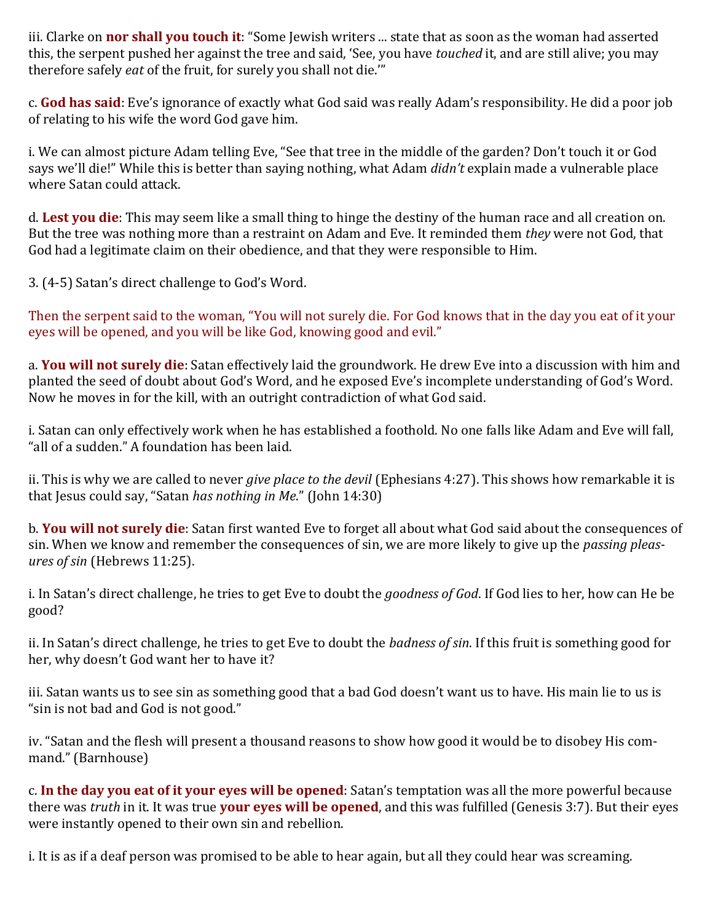iii. Clarke on **nor shall you touch it**: "Some Jewish writers ... state that as soon as the woman had asserted this, the serpent pushed her against the tree and said, 'See, you have *touched* it, and are still alive; you may therefore safely *eat* of the fruit, for surely you shall not die.'"

c. **God has said**: Eve's ignorance of exactly what God said was really Adam's responsibility. He did a poor job of relating to his wife the word God gave him.

i. We can almost picture Adam telling Eve, "See that tree in the middle of the garden? Don't touch it or God says we'll die!" While this is better than saying nothing, what Adam *didn't* explain made a vulnerable place where Satan could attack.

d. **Lest you die**: This may seem like a small thing to hinge the destiny of the human race and all creation on. But the tree was nothing more than a restraint on Adam and Eve. It reminded them *they* were not God, that God had a legitimate claim on their obedience, and that they were responsible to Him.

3. (4-5) Satan's direct challenge to God's Word.

Then the serpent said to the woman, "You will not surely die. For God knows that in the day you eat of it your eyes will be opened, and you will be like God, knowing good and evil."

a. **You will not surely die**: Satan effectively laid the groundwork. He drew Eve into a discussion with him and planted the seed of doubt about God's Word, and he exposed Eve's incomplete understanding of God's Word. Now he moves in for the kill, with an outright contradiction of what God said.

i. Satan can only effectively work when he has established a foothold. No one falls like Adam and Eve will fall, "all of a sudden." A foundation has been laid.

ii. This is why we are called to never *give place to the devil* (Ephesians 4:27). This shows how remarkable it is that Jesus could say, "Satan *has nothing in Me*." (John 14:30)

b. **You will not surely die**: Satan first wanted Eve to forget all about what God said about the consequences of sin. When we know and remember the consequences of sin, we are more likely to give up the *passing pleasures of sin* (Hebrews 11:25).

i. In Satan's direct challenge, he tries to get Eve to doubt the *goodness of God*. If God lies to her, how can He be good?

ii. In Satan's direct challenge, he tries to get Eve to doubt the *badness of sin*. If this fruit is something good for her, why doesn't God want her to have it?

iii. Satan wants us to see sin as something good that a bad God doesn't want us to have. His main lie to us is "sin is not bad and God is not good."

iv. "Satan and the flesh will present a thousand reasons to show how good it would be to disobey His command." (Barnhouse)

c. **In the day you eat of it your eyes will be opened**: Satan's temptation was all the more powerful because there was *truth* in it. It was true **your eyes will be opened**, and this was fulfilled (Genesis 3:7). But their eyes were instantly opened to their own sin and rebellion.

i. It is as if a deaf person was promised to be able to hear again, but all they could hear was screaming.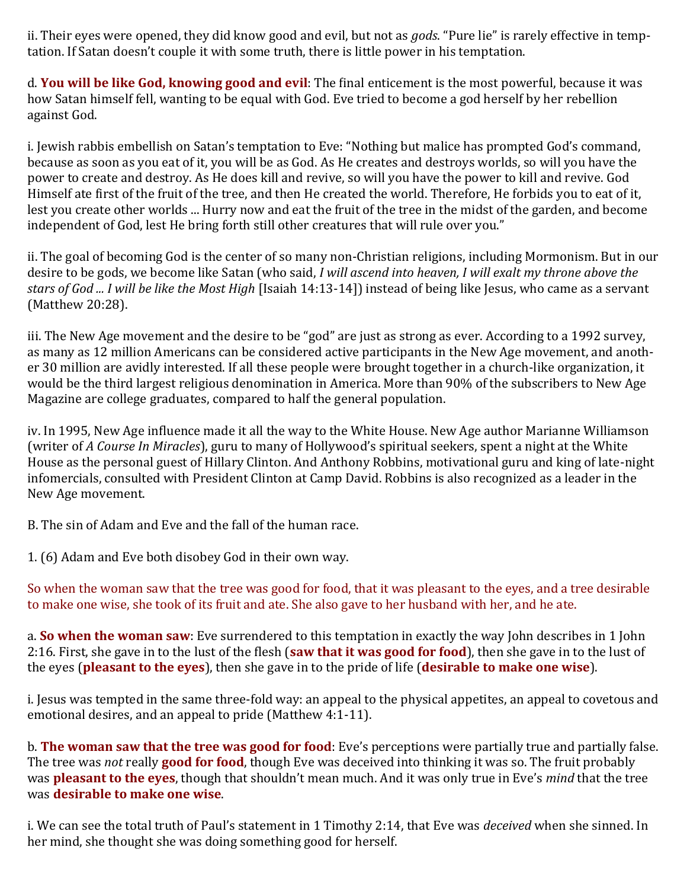ii. Their eyes were opened, they did know good and evil, but not as *gods*. “Pure lie” is rarely effective in temptation. If Satan doesn’t couple it with some truth, there is little power in his temptation.

d. **You will be like God, knowing good and evil**: The final enticement is the most powerful, because it was how Satan himself fell, wanting to be equal with God. Eve tried to become a god herself by her rebellion against God.

i. Jewish rabbis embellish on Satan’s temptation to Eve: “Nothing but malice has prompted God’s command, because as soon as you eat of it, you will be as God. As He creates and destroys worlds, so will you have the power to create and destroy. As He does kill and revive, so will you have the power to kill and revive. God Himself ate first of the fruit of the tree, and then He created the world. Therefore, He forbids you to eat of it, lest you create other worlds ... Hurry now and eat the fruit of the tree in the midst of the garden, and become independent of God, lest He bring forth still other creatures that will rule over you.”

ii. The goal of becoming God is the center of so many non-Christian religions, including Mormonism. But in our desire to be gods, we become like Satan (who said, *I will ascend into heaven, I will exalt my throne above the stars of God ... I will be like the Most High* [Isaiah 14:13-14]) instead of being like Jesus, who came as a servant (Matthew 20:28).

iii. The New Age movement and the desire to be “god” are just as strong as ever. According to a 1992 survey, as many as 12 million Americans can be considered active participants in the New Age movement, and another 30 million are avidly interested. If all these people were brought together in a church-like organization, it would be the third largest religious denomination in America. More than 90% of the subscribers to New Age Magazine are college graduates, compared to half the general population.

iv. In 1995, New Age influence made it all the way to the White House. New Age author Marianne Williamson (writer of *A Course In Miracles*), guru to many of Hollywood’s spiritual seekers, spent a night at the White House as the personal guest of Hillary Clinton. And Anthony Robbins, motivational guru and king of late-night infomercials, consulted with President Clinton at Camp David. Robbins is also recognized as a leader in the New Age movement.

B. The sin of Adam and Eve and the fall of the human race.

1. (6) Adam and Eve both disobey God in their own way.

So when the woman saw that the tree was good for food, that it was pleasant to the eyes, and a tree desirable to make one wise, she took of its fruit and ate. She also gave to her husband with her, and he ate.

a. **So when the woman saw**: Eve surrendered to this temptation in exactly the way John describes in 1 John 2:16. First, she gave in to the lust of the flesh (**saw that it was good for food**), then she gave in to the lust of the eyes (**pleasant to the eyes**), then she gave in to the pride of life (**desirable to make one wise**).

i. Jesus was tempted in the same three-fold way: an appeal to the physical appetites, an appeal to covetous and emotional desires, and an appeal to pride (Matthew 4:1-11).

b. **The woman saw that the tree was good for food**: Eve’s perceptions were partially true and partially false. The tree was *not* really **good for food**, though Eve was deceived into thinking it was so. The fruit probably was **pleasant to the eyes**, though that shouldn’t mean much. And it was only true in Eve’s *mind* that the tree was **desirable to make one wise**.

i. We can see the total truth of Paul’s statement in 1 Timothy 2:14, that Eve was *deceived* when she sinned. In her mind, she thought she was doing something good for herself.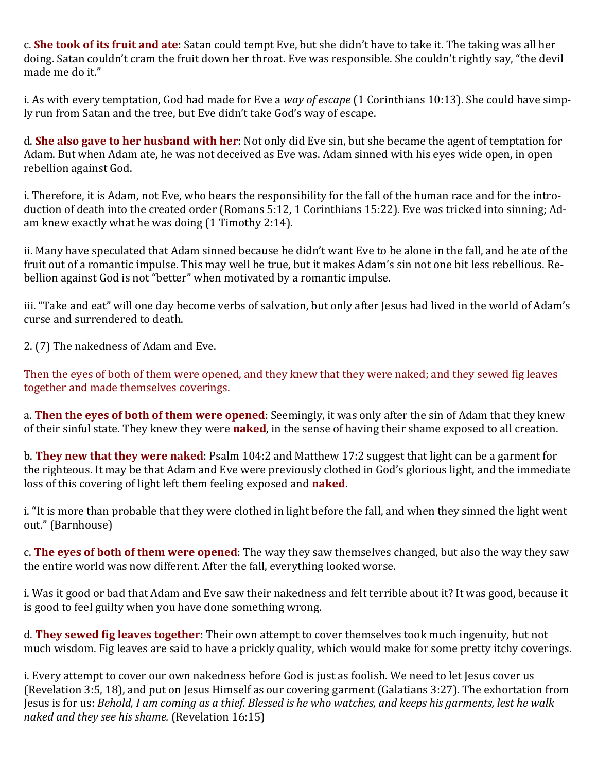c. **She took of its fruit and ate**: Satan could tempt Eve, but she didn't have to take it. The taking was all her doing. Satan couldn't cram the fruit down her throat. Eve was responsible. She couldn't rightly say, "the devil made me do it."

i. As with every temptation, God had made for Eve a *way of escape* (1 Corinthians 10:13). She could have simply run from Satan and the tree, but Eve didn't take God's way of escape.

d. **She also gave to her husband with her**: Not only did Eve sin, but she became the agent of temptation for Adam. But when Adam ate, he was not deceived as Eve was. Adam sinned with his eyes wide open, in open rebellion against God.

i. Therefore, it is Adam, not Eve, who bears the responsibility for the fall of the human race and for the introduction of death into the created order (Romans 5:12, 1 Corinthians 15:22). Eve was tricked into sinning; Adam knew exactly what he was doing (1 Timothy 2:14).

ii. Many have speculated that Adam sinned because he didn't want Eve to be alone in the fall, and he ate of the fruit out of a romantic impulse. This may well be true, but it makes Adam's sin not one bit less rebellious. Rebellion against God is not "better" when motivated by a romantic impulse.

iii. "Take and eat" will one day become verbs of salvation, but only after Jesus had lived in the world of Adam's curse and surrendered to death.

2. (7) The nakedness of Adam and Eve.

Then the eyes of both of them were opened, and they knew that they were naked; and they sewed fig leaves together and made themselves coverings.

a. **Then the eyes of both of them were opened**: Seemingly, it was only after the sin of Adam that they knew of their sinful state. They knew they were **naked**, in the sense of having their shame exposed to all creation.

b. **They new that they were naked**: Psalm 104:2 and Matthew 17:2 suggest that light can be a garment for the righteous. It may be that Adam and Eve were previously clothed in God's glorious light, and the immediate loss of this covering of light left them feeling exposed and **naked**.

i. "It is more than probable that they were clothed in light before the fall, and when they sinned the light went out." (Barnhouse)

c. **The eyes of both of them were opened**: The way they saw themselves changed, but also the way they saw the entire world was now different. After the fall, everything looked worse.

i. Was it good or bad that Adam and Eve saw their nakedness and felt terrible about it? It was good, because it is good to feel guilty when you have done something wrong.

d. **They sewed fig leaves together**: Their own attempt to cover themselves took much ingenuity, but not much wisdom. Fig leaves are said to have a prickly quality, which would make for some pretty itchy coverings.

i. Every attempt to cover our own nakedness before God is just as foolish. We need to let Jesus cover us (Revelation 3:5, 18), and put on Jesus Himself as our covering garment (Galatians 3:27). The exhortation from Jesus is for us: *Behold, I am coming as a thief. Blessed is he who watches, and keeps his garments, lest he walk naked and they see his shame.* (Revelation 16:15)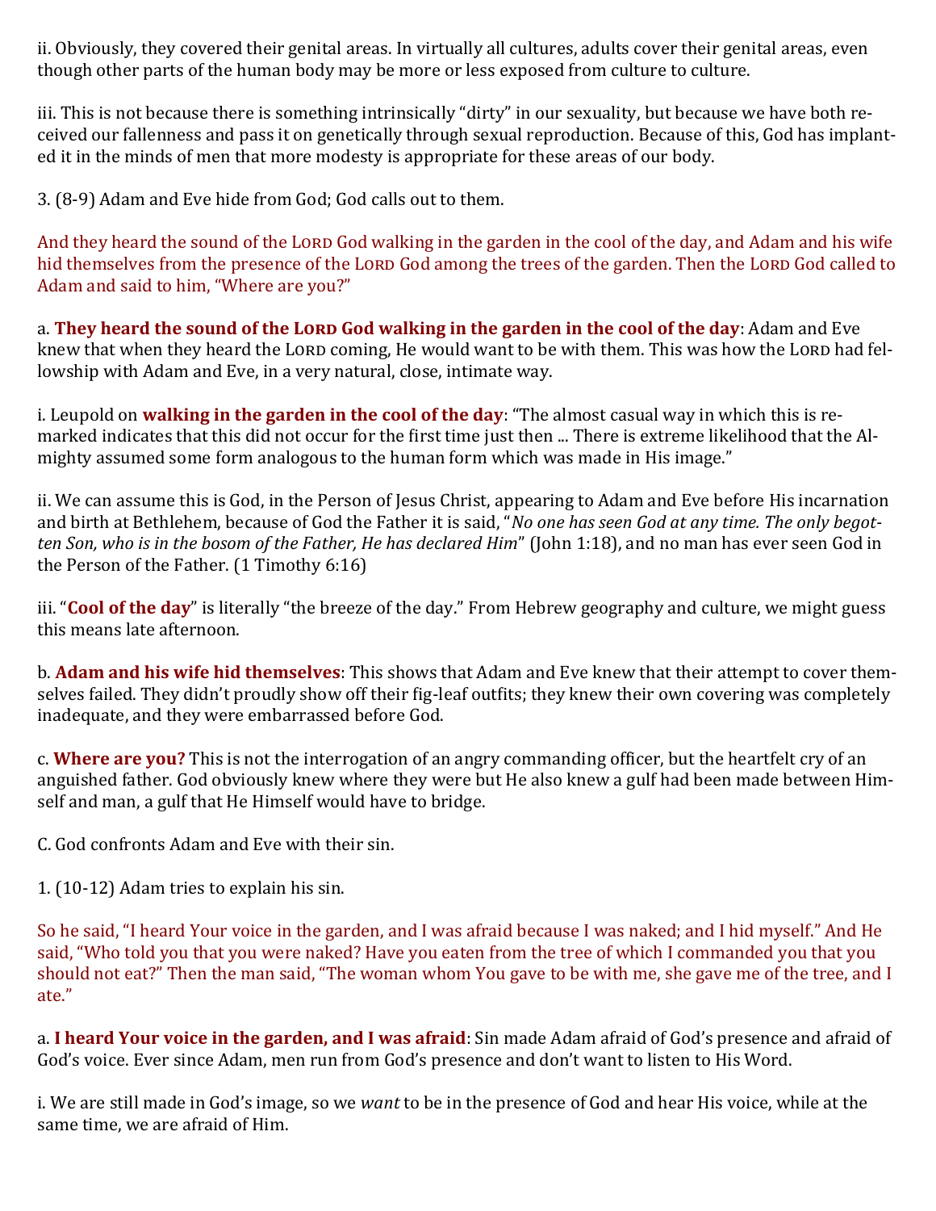ii. Obviously, they covered their genital areas. In virtually all cultures, adults cover their genital areas, even though other parts of the human body may be more or less exposed from culture to culture.

iii. This is not because there is something intrinsically "dirty" in our sexuality, but because we have both received our fallenness and pass it on genetically through sexual reproduction. Because of this, God has implanted it in the minds of men that more modesty is appropriate for these areas of our body.

3. (8-9) Adam and Eve hide from God; God calls out to them.

And they heard the sound of the LORD God walking in the garden in the cool of the day, and Adam and his wife hid themselves from the presence of the LORD God among the trees of the garden. Then the LORD God called to Adam and said to him, "Where are you?"

a. **They heard the sound of the LORD God walking in the garden in the cool of the day**: Adam and Eve knew that when they heard the LORD coming, He would want to be with them. This was how the LORD had fellowship with Adam and Eve, in a very natural, close, intimate way.

i. Leupold on **walking in the garden in the cool of the day**: "The almost casual way in which this is remarked indicates that this did not occur for the first time just then ... There is extreme likelihood that the Almighty assumed some form analogous to the human form which was made in His image."

ii. We can assume this is God, in the Person of Jesus Christ, appearing to Adam and Eve before His incarnation and birth at Bethlehem, because of God the Father it is said, "*No one has seen God at any time. The only begotten Son, who is in the bosom of the Father, He has declared Him*" (John 1:18), and no man has ever seen God in the Person of the Father. (1 Timothy 6:16)

iii. "**Cool of the day**" is literally "the breeze of the day." From Hebrew geography and culture, we might guess this means late afternoon.

b. **Adam and his wife hid themselves**: This shows that Adam and Eve knew that their attempt to cover themselves failed. They didn't proudly show off their fig-leaf outfits; they knew their own covering was completely inadequate, and they were embarrassed before God.

c. **Where are you?** This is not the interrogation of an angry commanding officer, but the heartfelt cry of an anguished father. God obviously knew where they were but He also knew a gulf had been made between Himself and man, a gulf that He Himself would have to bridge.

C. God confronts Adam and Eve with their sin.

1. (10-12) Adam tries to explain his sin.

So he said, "I heard Your voice in the garden, and I was afraid because I was naked; and I hid myself." And He said, "Who told you that you were naked? Have you eaten from the tree of which I commanded you that you should not eat?" Then the man said, "The woman whom You gave to be with me, she gave me of the tree, and I ate."

a. **I heard Your voice in the garden, and I was afraid**: Sin made Adam afraid of God's presence and afraid of God's voice. Ever since Adam, men run from God's presence and don't want to listen to His Word.

i. We are still made in God's image, so we *want* to be in the presence of God and hear His voice, while at the same time, we are afraid of Him.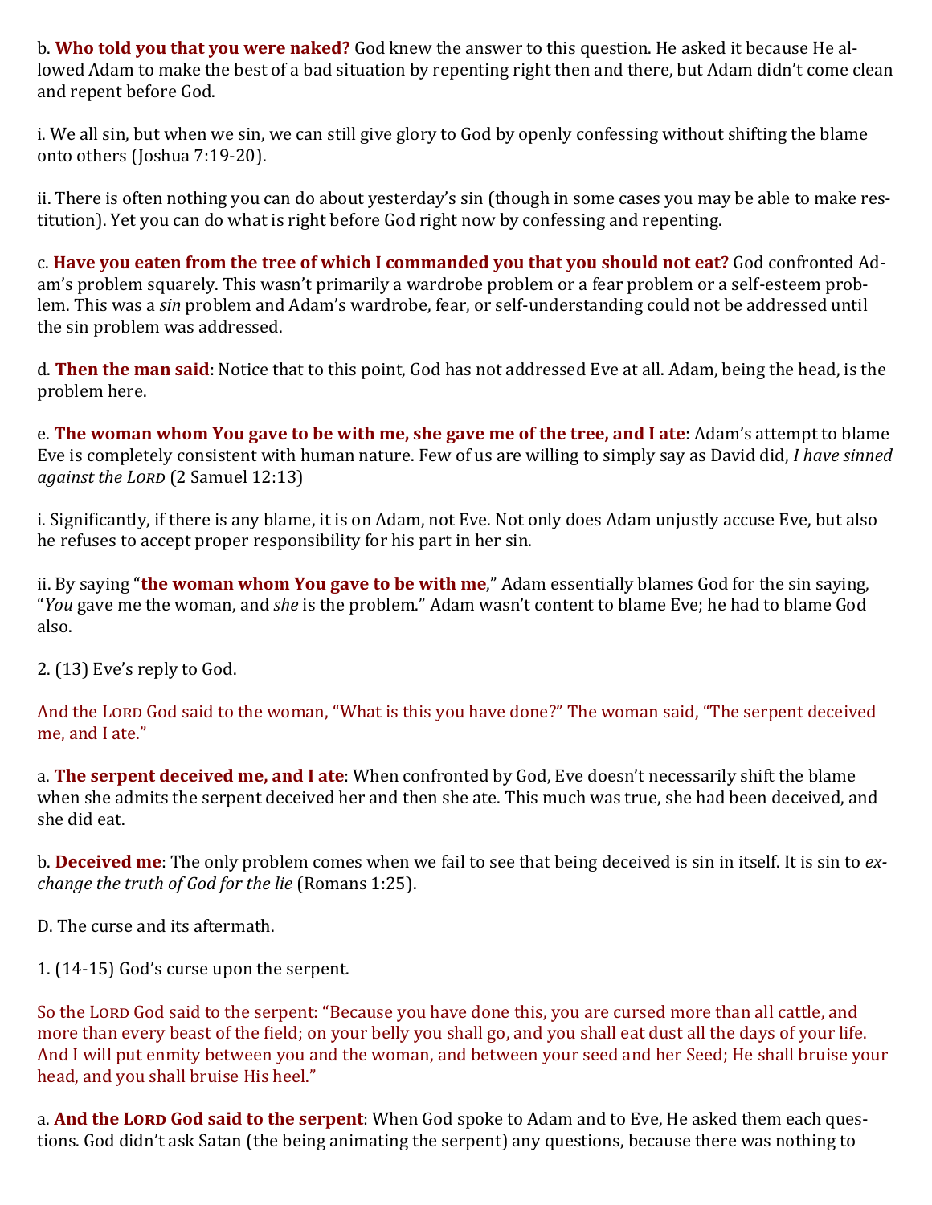b. **Who told you that you were naked?** God knew the answer to this question. He asked it because He allowed Adam to make the best of a bad situation by repenting right then and there, but Adam didn't come clean and repent before God.

i. We all sin, but when we sin, we can still give glory to God by openly confessing without shifting the blame onto others (Joshua 7:19-20).

ii. There is often nothing you can do about yesterday's sin (though in some cases you may be able to make restitution). Yet you can do what is right before God right now by confessing and repenting.

c. **Have you eaten from the tree of which I commanded you that you should not eat?** God confronted Adam's problem squarely. This wasn't primarily a wardrobe problem or a fear problem or a self-esteem problem. This was a *sin* problem and Adam's wardrobe, fear, or self-understanding could not be addressed until the sin problem was addressed.

d. **Then the man said**: Notice that to this point, God has not addressed Eve at all. Adam, being the head, is the problem here.

e. **The woman whom You gave to be with me, she gave me of the tree, and I ate**: Adam's attempt to blame Eve is completely consistent with human nature. Few of us are willing to simply say as David did, *I have sinned against the LORD* (2 Samuel 12:13)

i. Significantly, if there is any blame, it is on Adam, not Eve. Not only does Adam unjustly accuse Eve, but also he refuses to accept proper responsibility for his part in her sin.

ii. By saying "**the woman whom You gave to be with me**," Adam essentially blames God for the sin saying, "*You* gave me the woman, and *she* is the problem." Adam wasn't content to blame Eve; he had to blame God also.

2. (13) Eve's reply to God.

And the LORD God said to the woman, "What is this you have done?" The woman said, "The serpent deceived me, and I ate."

a. **The serpent deceived me, and I ate**: When confronted by God, Eve doesn't necessarily shift the blame when she admits the serpent deceived her and then she ate. This much was true, she had been deceived, and she did eat.

b. **Deceived me**: The only problem comes when we fail to see that being deceived is sin in itself. It is sin to *exchange the truth of God for the lie* (Romans 1:25).

D. The curse and its aftermath.

1. (14-15) God's curse upon the serpent.

So the LORD God said to the serpent: "Because you have done this, you are cursed more than all cattle, and more than every beast of the field; on your belly you shall go, and you shall eat dust all the days of your life. And I will put enmity between you and the woman, and between your seed and her Seed; He shall bruise your head, and you shall bruise His heel."

a. **And the LORD God said to the serpent**: When God spoke to Adam and to Eve, He asked them each questions. God didn't ask Satan (the being animating the serpent) any questions, because there was nothing to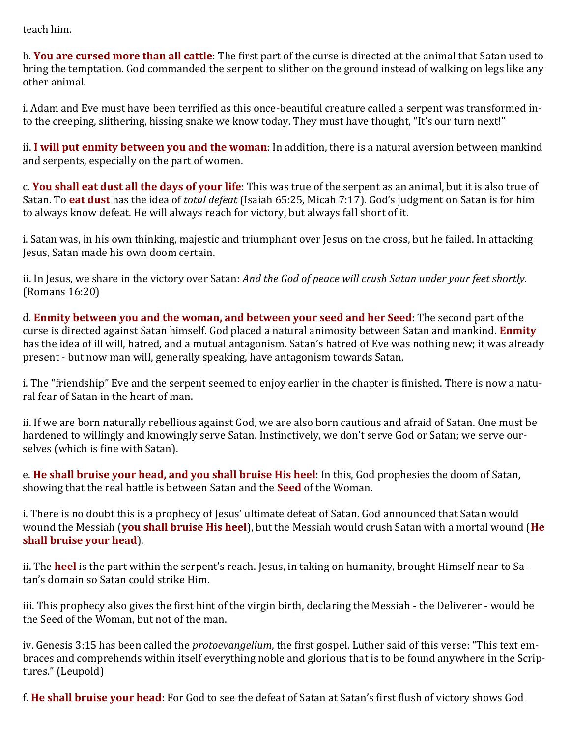teach him.

b. **You are cursed more than all cattle**: The first part of the curse is directed at the animal that Satan used to bring the temptation. God commanded the serpent to slither on the ground instead of walking on legs like any other animal.

i. Adam and Eve must have been terrified as this once-beautiful creature called a serpent was transformed into the creeping, slithering, hissing snake we know today. They must have thought, "It's our turn next!"

ii. **I will put enmity between you and the woman**: In addition, there is a natural aversion between mankind and serpents, especially on the part of women.

c. **You shall eat dust all the days of your life**: This was true of the serpent as an animal, but it is also true of Satan. To **eat dust** has the idea of *total defeat* (Isaiah 65:25, Micah 7:17). God's judgment on Satan is for him to always know defeat. He will always reach for victory, but always fall short of it.

i. Satan was, in his own thinking, majestic and triumphant over Jesus on the cross, but he failed. In attacking Jesus, Satan made his own doom certain.

ii. In Jesus, we share in the victory over Satan: *And the God of peace will crush Satan under your feet shortly.* (Romans 16:20)

d. **Enmity between you and the woman, and between your seed and her Seed**: The second part of the curse is directed against Satan himself. God placed a natural animosity between Satan and mankind. **Enmity** has the idea of ill will, hatred, and a mutual antagonism. Satan's hatred of Eve was nothing new; it was already present - but now man will, generally speaking, have antagonism towards Satan.

i. The "friendship" Eve and the serpent seemed to enjoy earlier in the chapter is finished. There is now a natural fear of Satan in the heart of man.

ii. If we are born naturally rebellious against God, we are also born cautious and afraid of Satan. One must be hardened to willingly and knowingly serve Satan. Instinctively, we don't serve God or Satan; we serve ourselves (which is fine with Satan).

e. **He shall bruise your head, and you shall bruise His heel**: In this, God prophesies the doom of Satan, showing that the real battle is between Satan and the **Seed** of the Woman.

i. There is no doubt this is a prophecy of Jesus' ultimate defeat of Satan. God announced that Satan would wound the Messiah (**you shall bruise His heel**), but the Messiah would crush Satan with a mortal wound (**He shall bruise your head**).

ii. The **heel** is the part within the serpent's reach. Jesus, in taking on humanity, brought Himself near to Satan's domain so Satan could strike Him.

iii. This prophecy also gives the first hint of the virgin birth, declaring the Messiah - the Deliverer - would be the Seed of the Woman, but not of the man.

iv. Genesis 3:15 has been called the *protoevangelium*, the first gospel. Luther said of this verse: "This text embraces and comprehends within itself everything noble and glorious that is to be found anywhere in the Scriptures." (Leupold)

f. **He shall bruise your head**: For God to see the defeat of Satan at Satan's first flush of victory shows God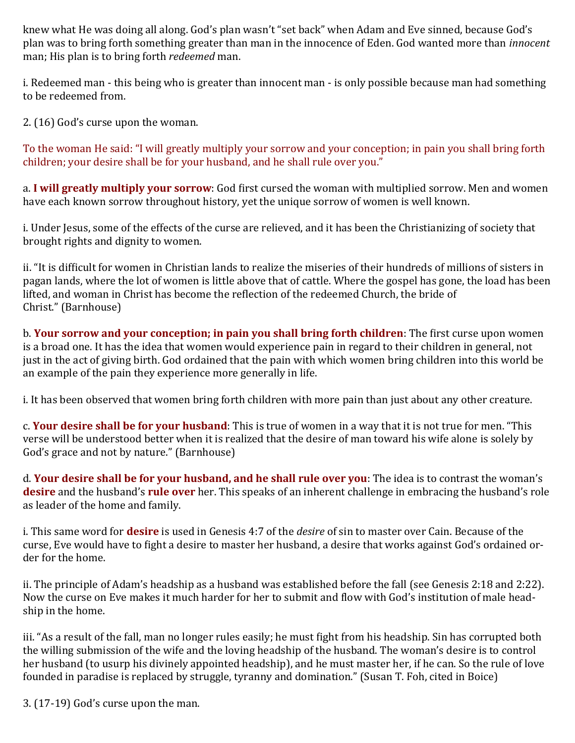knew what He was doing all along. God's plan wasn't "set back" when Adam and Eve sinned, because God's plan was to bring forth something greater than man in the innocence of Eden. God wanted more than *innocent* man; His plan is to bring forth *redeemed* man.

i. Redeemed man - this being who is greater than innocent man - is only possible because man had something to be redeemed from.

2. (16) God's curse upon the woman.

To the woman He said: "I will greatly multiply your sorrow and your conception; in pain you shall bring forth children; your desire shall be for your husband, and he shall rule over you."

a. **I will greatly multiply your sorrow**: God first cursed the woman with multiplied sorrow. Men and women have each known sorrow throughout history, yet the unique sorrow of women is well known.

i. Under Jesus, some of the effects of the curse are relieved, and it has been the Christianizing of society that brought rights and dignity to women.

ii. "It is difficult for women in Christian lands to realize the miseries of their hundreds of millions of sisters in pagan lands, where the lot of women is little above that of cattle. Where the gospel has gone, the load has been lifted, and woman in Christ has become the reflection of the redeemed Church, the bride of Christ." (Barnhouse)

b. **Your sorrow and your conception; in pain you shall bring forth children**: The first curse upon women is a broad one. It has the idea that women would experience pain in regard to their children in general, not just in the act of giving birth. God ordained that the pain with which women bring children into this world be an example of the pain they experience more generally in life.

i. It has been observed that women bring forth children with more pain than just about any other creature.

c. **Your desire shall be for your husband**: This is true of women in a way that it is not true for men. "This verse will be understood better when it is realized that the desire of man toward his wife alone is solely by God's grace and not by nature." (Barnhouse)

d. **Your desire shall be for your husband, and he shall rule over you**: The idea is to contrast the woman's **desire** and the husband's **rule over** her. This speaks of an inherent challenge in embracing the husband's role as leader of the home and family.

i. This same word for **desire** is used in Genesis 4:7 of the *desire* of sin to master over Cain. Because of the curse, Eve would have to fight a desire to master her husband, a desire that works against God's ordained order for the home.

ii. The principle of Adam's headship as a husband was established before the fall (see Genesis 2:18 and 2:22). Now the curse on Eve makes it much harder for her to submit and flow with God's institution of male headship in the home.

iii. "As a result of the fall, man no longer rules easily; he must fight from his headship. Sin has corrupted both the willing submission of the wife and the loving headship of the husband. The woman's desire is to control her husband (to usurp his divinely appointed headship), and he must master her, if he can. So the rule of love founded in paradise is replaced by struggle, tyranny and domination." (Susan T. Foh, cited in Boice)

3. (17-19) God's curse upon the man.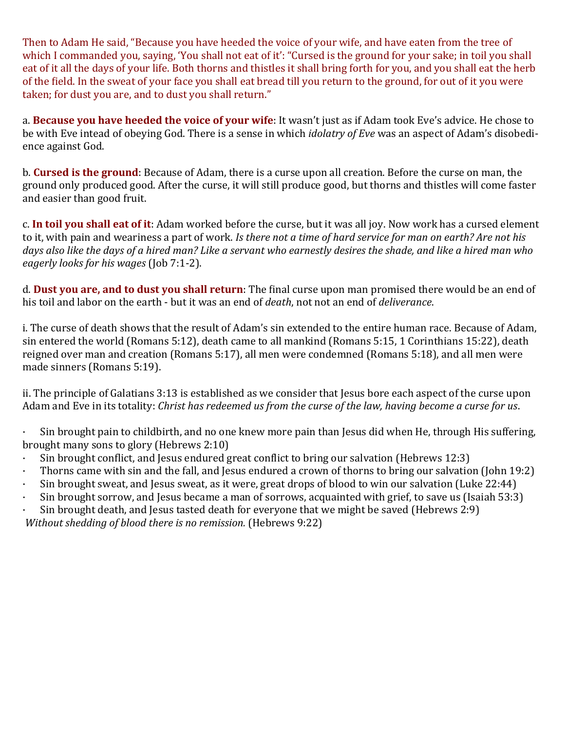Then to Adam He said, “Because you have heeded the voice of your wife, and have eaten from the tree of which I commanded you, saying, ‘You shall not eat of it’: “Cursed is the ground for your sake; in toil you shall eat of it all the days of your life. Both thorns and thistles it shall bring forth for you, and you shall eat the herb of the field. In the sweat of your face you shall eat bread till you return to the ground, for out of it you were taken; for dust you are, and to dust you shall return.”

a. **Because you have heeded the voice of your wife**: It wasn’t just as if Adam took Eve’s advice. He chose to be with Eve intead of obeying God. There is a sense in which *idolatry of Eve* was an aspect of Adam’s disobedience against God.

b. **Cursed is the ground**: Because of Adam, there is a curse upon all creation. Before the curse on man, the ground only produced good. After the curse, it will still produce good, but thorns and thistles will come faster and easier than good fruit.

c. **In toil you shall eat of it**: Adam worked before the curse, but it was all joy. Now work has a cursed element to it, with pain and weariness a part of work. *Is there not a time of hard service for man on earth? Are not his days also like the days of a hired man? Like a servant who earnestly desires the shade, and like a hired man who eagerly looks for his wages* (Job 7:1-2).

d. **Dust you are, and to dust you shall return**: The final curse upon man promised there would be an end of his toil and labor on the earth - but it was an end of *death*, not not an end of *deliverance*.

i. The curse of death shows that the result of Adam’s sin extended to the entire human race. Because of Adam, sin entered the world (Romans 5:12), death came to all mankind (Romans 5:15, 1 Corinthians 15:22), death reigned over man and creation (Romans 5:17), all men were condemned (Romans 5:18), and all men were made sinners (Romans 5:19).

ii. The principle of Galatians 3:13 is established as we consider that Jesus bore each aspect of the curse upon Adam and Eve in its totality: *Christ has redeemed us from the curse of the law, having become a curse for us*.

- Sin brought pain to childbirth, and no one knew more pain than Jesus did when He, through His suffering, brought many sons to glory (Hebrews 2:10)
- Sin brought conflict, and Jesus endured great conflict to bring our salvation (Hebrews 12:3)
- Thorns came with sin and the fall, and Jesus endured a crown of thorns to bring our salvation (John 19:2)
- Sin brought sweat, and Jesus sweat, as it were, great drops of blood to win our salvation (Luke 22:44)
- Sin brought sorrow, and Jesus became a man of sorrows, acquainted with grief, to save us (Isaiah 53:3)
- Sin brought death, and Jesus tasted death for everyone that we might be saved (Hebrews 2:9)

*Without shedding of blood there is no remission.* (Hebrews 9:22)